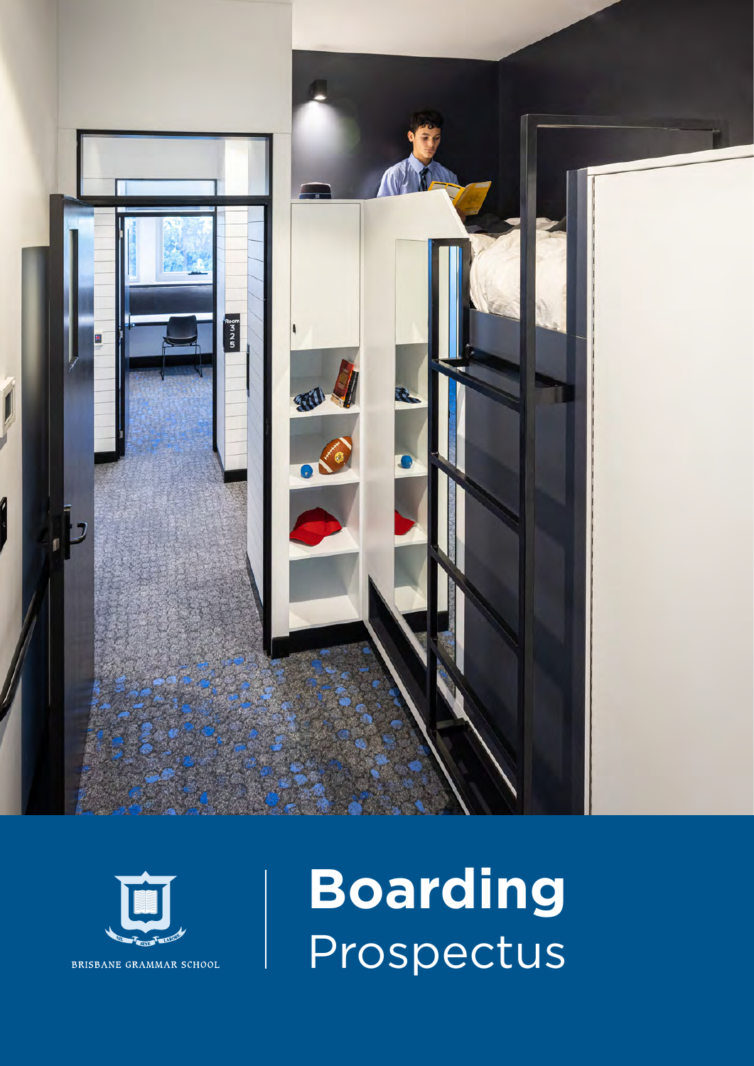BRISBANE GRAMMAR SCHOOL

# Boarding
Prospectus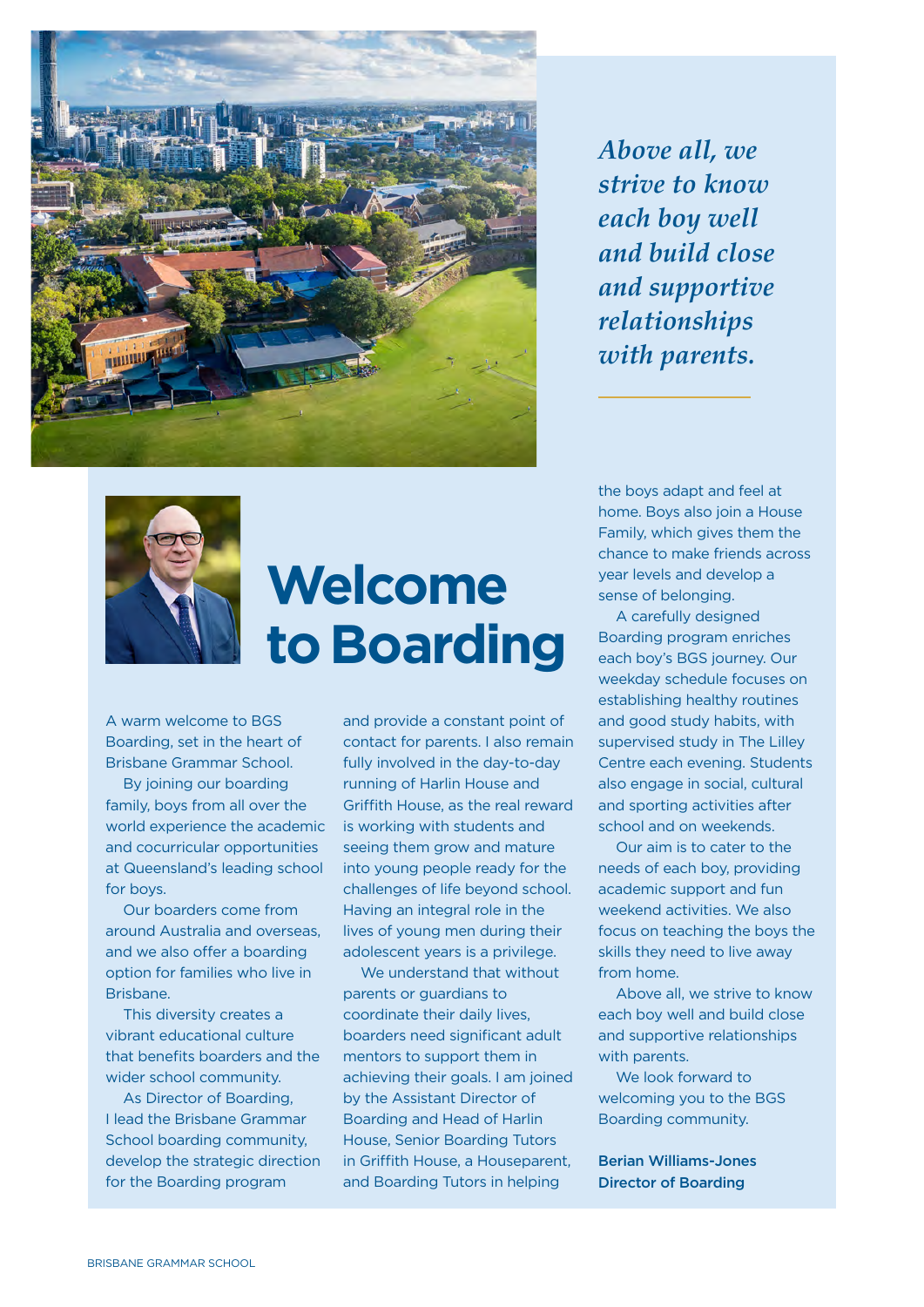*Above all, we strive to know each boy well and build close and supportive relationships with parents.*

# Welcome to Boarding

A warm welcome to BGS Boarding, set in the heart of Brisbane Grammar School.

By joining our boarding family, boys from all over the world experience the academic and cocurricular opportunities at Queensland's leading school for boys.

Our boarders come from around Australia and overseas, and we also offer a boarding option for families who live in Brisbane.

This diversity creates a vibrant educational culture that benefits boarders and the wider school community.

As Director of Boarding, I lead the Brisbane Grammar School boarding community, develop the strategic direction for the Boarding program and provide a constant point of contact for parents. I also remain fully involved in the day-to-day running of Harlin House and Griffith House, as the real reward is working with students and seeing them grow and mature into young people ready for the challenges of life beyond school. Having an integral role in the lives of young men during their adolescent years is a privilege.

We understand that without parents or guardians to coordinate their daily lives, boarders need significant adult mentors to support them in achieving their goals. I am joined by the Assistant Director of Boarding and Head of Harlin House, Senior Boarding Tutors in Griffith House, a Houseparent, and Boarding Tutors in helping the boys adapt and feel at home. Boys also join a House Family, which gives them the chance to make friends across year levels and develop a sense of belonging.

A carefully designed Boarding program enriches each boy's BGS journey. Our weekday schedule focuses on establishing healthy routines and good study habits, with supervised study in The Lilley Centre each evening. Students also engage in social, cultural and sporting activities after school and on weekends.

Our aim is to cater to the needs of each boy, providing academic support and fun weekend activities. We also focus on teaching the boys the skills they need to live away from home.

Above all, we strive to know each boy well and build close and supportive relationships with parents.

We look forward to welcoming you to the BGS Boarding community.

**Berian Williams-Jones**
**Director of Boarding**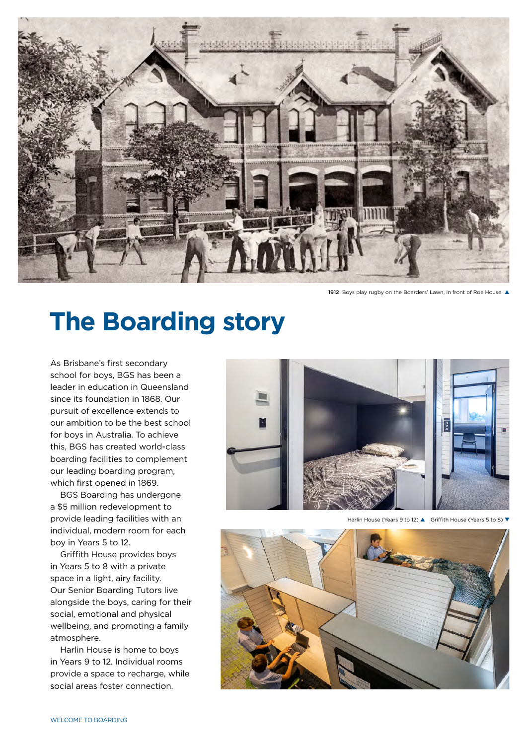1912 Boys play rugby on the Boarders' Lawn, in front of Roe House ▲

# The Boarding story

As Brisbane's first secondary school for boys, BGS has been a leader in education in Queensland since its foundation in 1868. Our pursuit of excellence extends to our ambition to be the best school for boys in Australia. To achieve this, BGS has created world-class boarding facilities to complement our leading boarding program, which first opened in 1869.

BGS Boarding has undergone a $5 million redevelopment to provide leading facilities with an individual, modern room for each boy in Years 5 to 12.

Griffith House provides boys in Years 5 to 8 with a private space in a light, airy facility. Our Senior Boarding Tutors live alongside the boys, caring for their social, emotional and physical wellbeing, and promoting a family atmosphere.

Harlin House is home to boys in Years 9 to 12. Individual rooms provide a space to recharge, while social areas foster connection.

Harlin House (Years 9 to 12) ▲ Griffith House (Years 5 to 8) ▼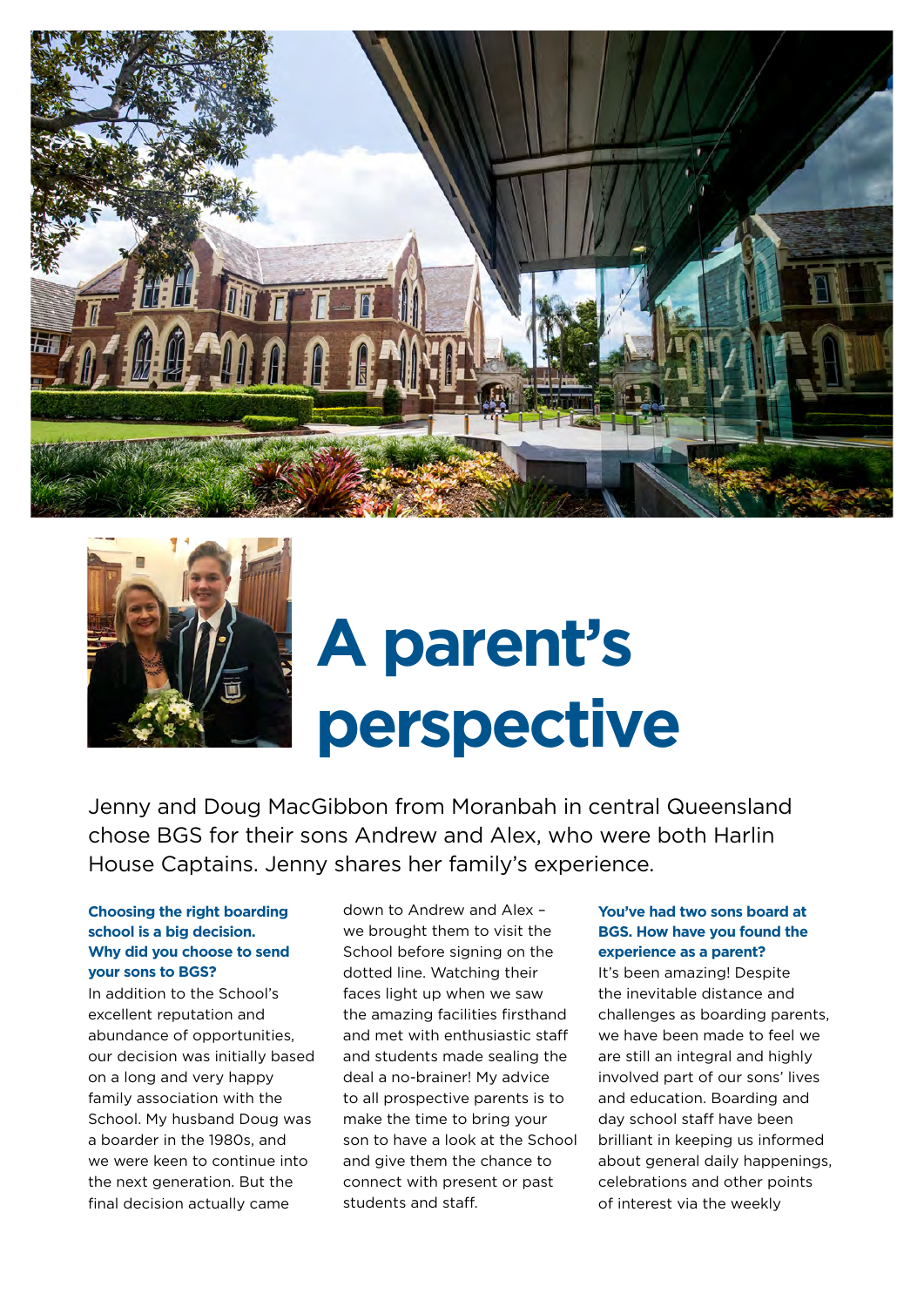# A parent's perspective

Jenny and Doug MacGibbon from Moranbah in central Queensland chose BGS for their sons Andrew and Alex, who were both Harlin House Captains. Jenny shares her family's experience.

**Choosing the right boarding school is a big decision. Why did you choose to send your sons to BGS?**

In addition to the School's excellent reputation and abundance of opportunities, our decision was initially based on a long and very happy family association with the School. My husband Doug was a boarder in the 1980s, and we were keen to continue into the next generation. But the final decision actually came down to Andrew and Alex – we brought them to visit the School before signing on the dotted line. Watching their faces light up when we saw the amazing facilities firsthand and met with enthusiastic staff and students made sealing the deal a no-brainer! My advice to all prospective parents is to make the time to bring your son to have a look at the School and give them the chance to connect with present or past students and staff.

**You've had two sons board at BGS. How have you found the experience as a parent?**

It's been amazing! Despite the inevitable distance and challenges as boarding parents, we have been made to feel we are still an integral and highly involved part of our sons' lives and education. Boarding and day school staff have been brilliant in keeping us informed about general daily happenings, celebrations and other points of interest via the weekly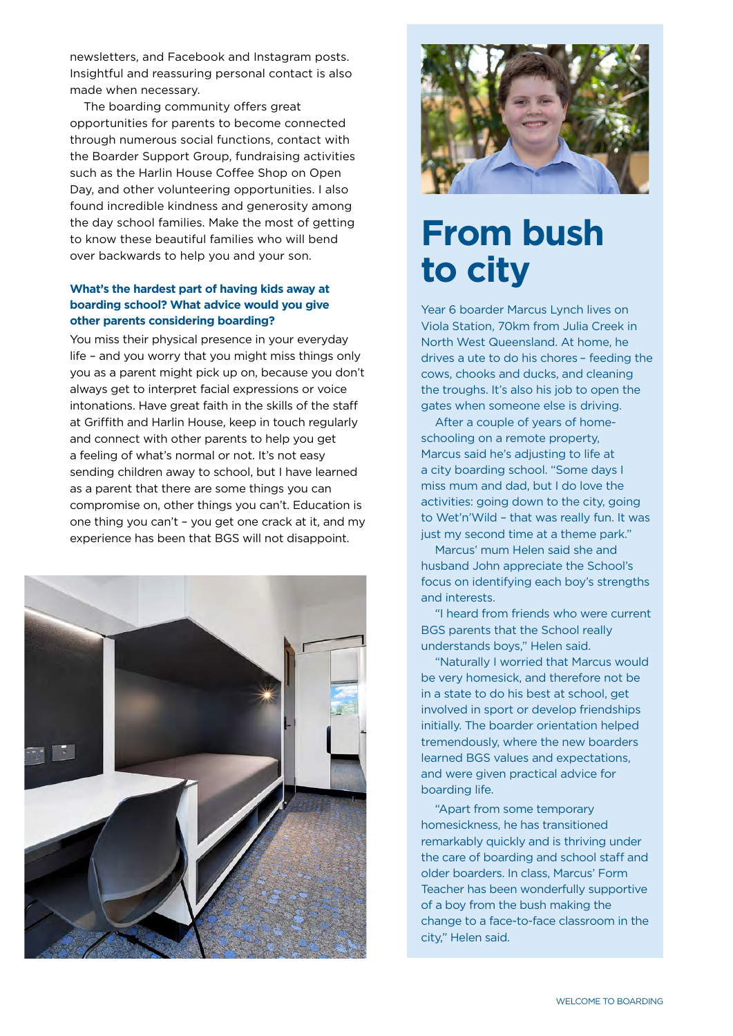newsletters, and Facebook and Instagram posts. Insightful and reassuring personal contact is also made when necessary.

The boarding community offers great opportunities for parents to become connected through numerous social functions, contact with the Boarder Support Group, fundraising activities such as the Harlin House Coffee Shop on Open Day, and other volunteering opportunities. I also found incredible kindness and generosity among the day school families. Make the most of getting to know these beautiful families who will bend over backwards to help you and your son.

**What's the hardest part of having kids away at boarding school? What advice would you give other parents considering boarding?**

You miss their physical presence in your everyday life – and you worry that you might miss things only you as a parent might pick up on, because you don't always get to interpret facial expressions or voice intonations. Have great faith in the skills of the staff at Griffith and Harlin House, keep in touch regularly and connect with other parents to help you get a feeling of what's normal or not. It's not easy sending children away to school, but I have learned as a parent that there are some things you can compromise on, other things you can't. Education is one thing you can't – you get one crack at it, and my experience has been that BGS will not disappoint.

# From bush to city

Year 6 boarder Marcus Lynch lives on Viola Station, 70km from Julia Creek in North West Queensland. At home, he drives a ute to do his chores – feeding the cows, chooks and ducks, and cleaning the troughs. It's also his job to open the gates when someone else is driving.

After a couple of years of home-schooling on a remote property, Marcus said he's adjusting to life at a city boarding school. "Some days I miss mum and dad, but I do love the activities: going down to the city, going to Wet'n'Wild – that was really fun. It was just my second time at a theme park."

Marcus' mum Helen said she and husband John appreciate the School's focus on identifying each boy's strengths and interests.

"I heard from friends who were current BGS parents that the School really understands boys," Helen said.

"Naturally I worried that Marcus would be very homesick, and therefore not be in a state to do his best at school, get involved in sport or develop friendships initially. The boarder orientation helped tremendously, where the new boarders learned BGS values and expectations, and were given practical advice for boarding life.

"Apart from some temporary homesickness, he has transitioned remarkably quickly and is thriving under the care of boarding and school staff and older boarders. In class, Marcus' Form Teacher has been wonderfully supportive of a boy from the bush making the change to a face-to-face classroom in the city," Helen said.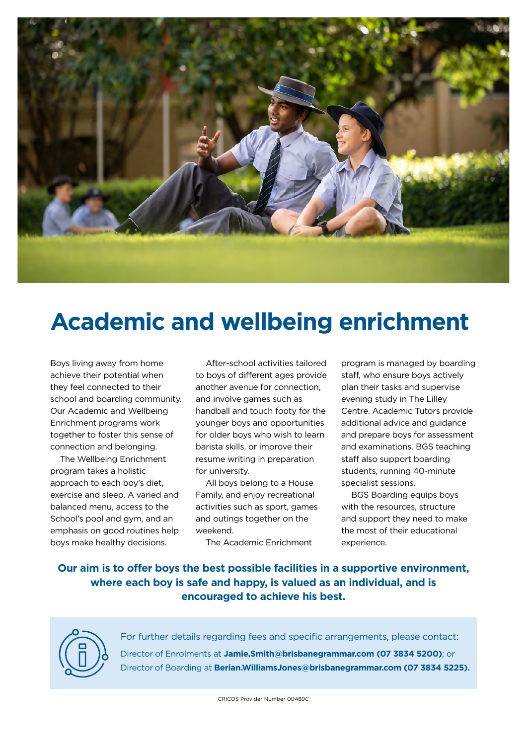# Academic and wellbeing enrichment

Boys living away from home achieve their potential when they feel connected to their school and boarding community. Our Academic and Wellbeing Enrichment programs work together to foster this sense of connection and belonging.

The Wellbeing Enrichment program takes a holistic approach to each boy's diet, exercise and sleep. A varied and balanced menu, access to the School's pool and gym, and an emphasis on good routines help boys make healthy decisions.

After-school activities tailored to boys of different ages provide another avenue for connection, and involve games such as handball and touch footy for the younger boys and opportunities for older boys who wish to learn barista skills, or improve their resume writing in preparation for university.

All boys belong to a House Family, and enjoy recreational activities such as sport, games and outings together on the weekend.

The Academic Enrichment program is managed by boarding staff, who ensure boys actively plan their tasks and supervise evening study in The Lilley Centre. Academic Tutors provide additional advice and guidance and prepare boys for assessment and examinations. BGS teaching staff also support boarding students, running 40-minute specialist sessions.

BGS Boarding equips boys with the resources, structure and support they need to make the most of their educational experience.

**Our aim is to offer boys the best possible facilities in a supportive environment, where each boy is safe and happy, is valued as an individual, and is encouraged to achieve his best.**

For further details regarding fees and specific arrangements, please contact:

Director of Enrolments at **Jamie.Smith@brisbanegrammar.com (07 3834 5200)**; or
Director of Boarding at **Berian.WilliamsJones@brisbanegrammar.com (07 3834 5225).**

CRICOS Provider Number 00489C